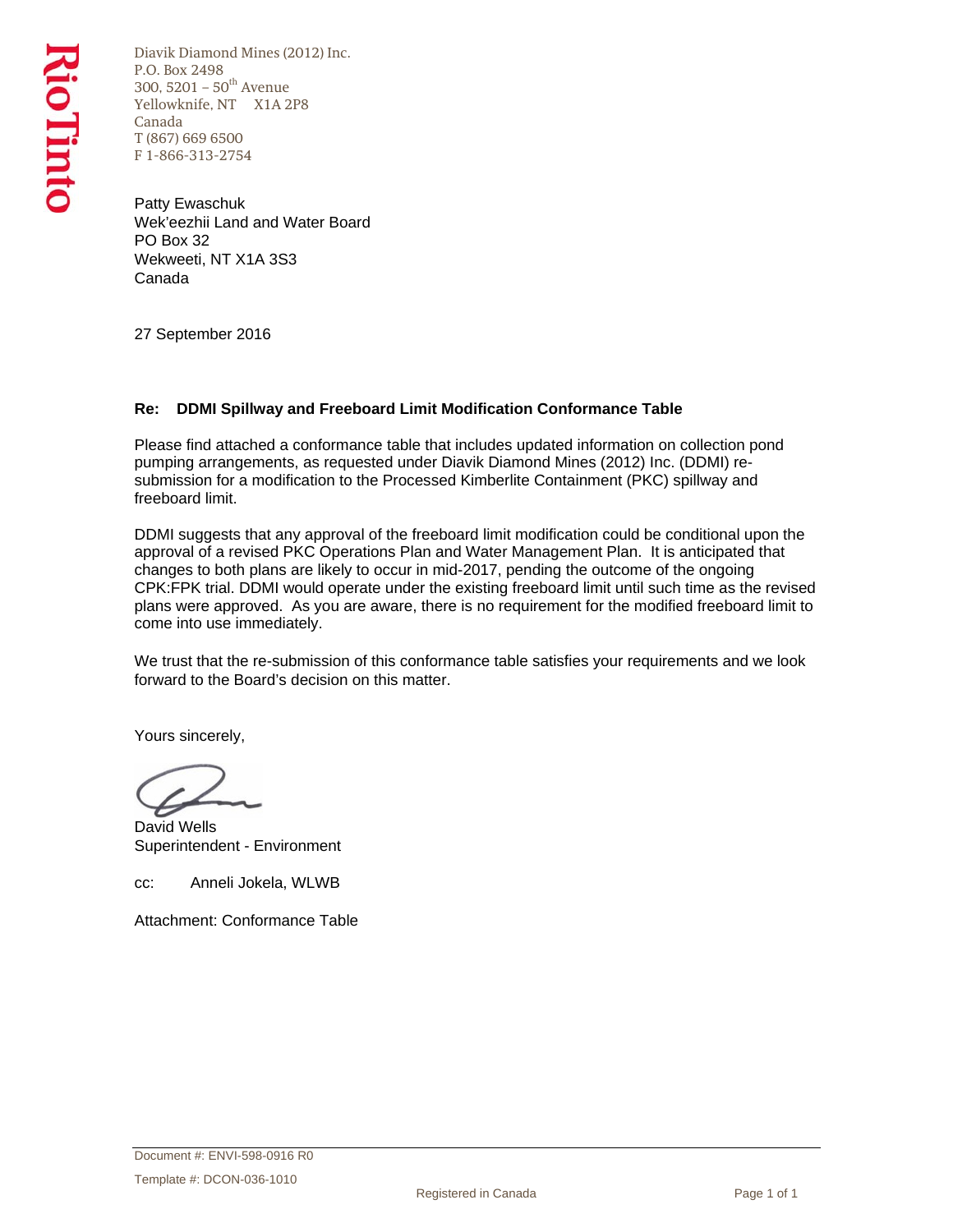Diavik Diamond Mines (2012) Inc.
P.O. Box 2498
300, 5201 – 50th Avenue
Yellowknife, NT X1A 2P8
Canada
T (867) 669 6500
F 1-866-313-2754

Patty Ewaschuk
Wek'eezhii Land and Water Board
PO Box 32
Wekweeti, NT X1A 3S3
Canada

27 September 2016

**Re: DDMI Spillway and Freeboard Limit Modification Conformance Table**

Please find attached a conformance table that includes updated information on collection pond pumping arrangements, as requested under Diavik Diamond Mines (2012) Inc. (DDMI) re-submission for a modification to the Processed Kimberlite Containment (PKC) spillway and freeboard limit.

DDMI suggests that any approval of the freeboard limit modification could be conditional upon the approval of a revised PKC Operations Plan and Water Management Plan. It is anticipated that changes to both plans are likely to occur in mid-2017, pending the outcome of the ongoing CPK:FPK trial. DDMI would operate under the existing freeboard limit until such time as the revised plans were approved. As you are aware, there is no requirement for the modified freeboard limit to come into use immediately.

We trust that the re-submission of this conformance table satisfies your requirements and we look forward to the Board's decision on this matter.

Yours sincerely,

David Wells
Superintendent - Environment

cc: Anneli Jokela, WLWB

Attachment: Conformance Table

Document #: ENVI-598-0916 R0

Template #: DCON-036-1010

Registered in Canada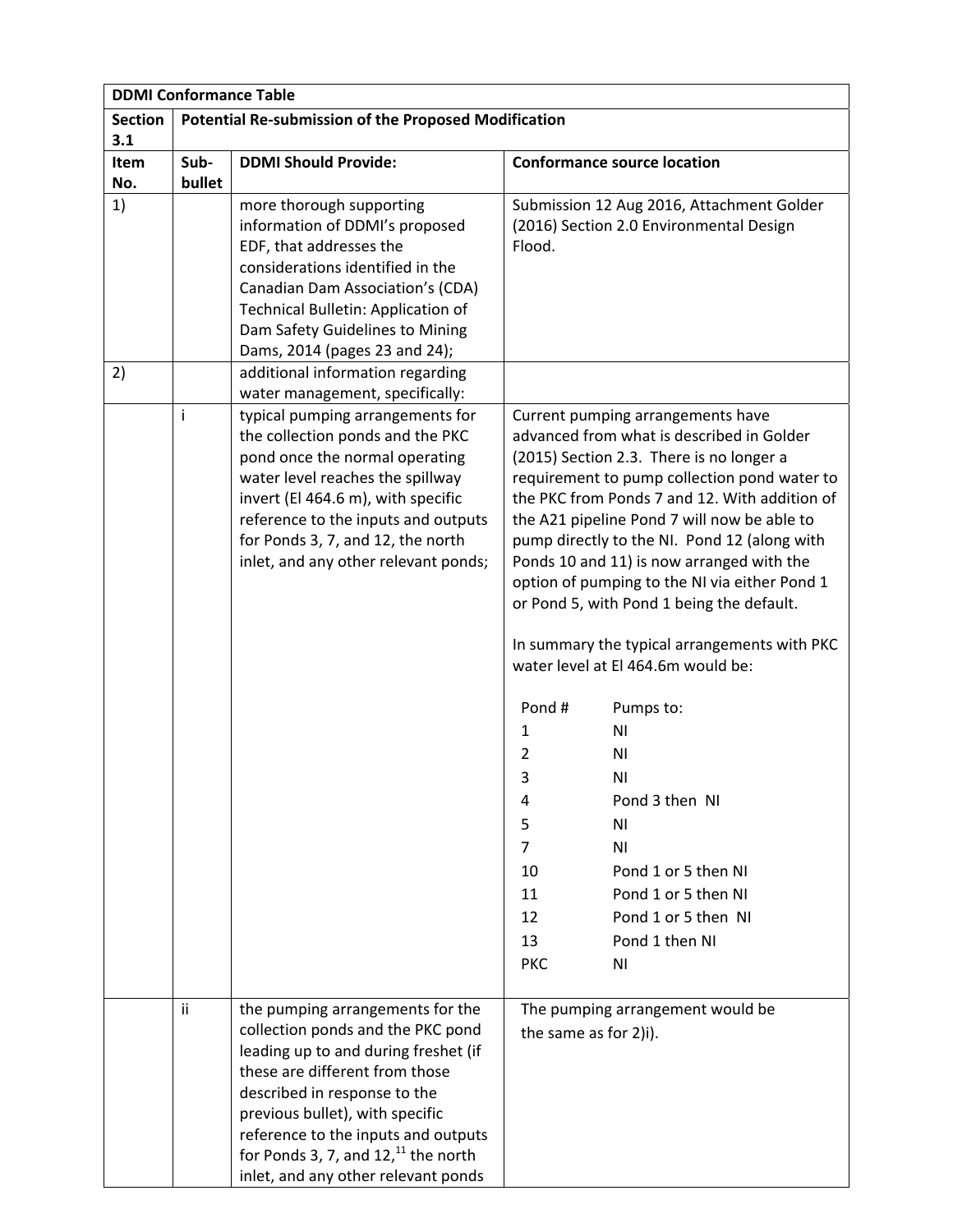| DDMI Conformance Table | | | |
|---|---|---|---|
| **Section 3.1** | **Potential Re-submission of the Proposed Modification** | | |
| **Item No.** | **Sub-bullet** | **DDMI Should Provide:** | **Conformance source location** |
| 1) | | more thorough supporting information of DDMI's proposed EDF, that addresses the considerations identified in the Canadian Dam Association's (CDA) Technical Bulletin: Application of Dam Safety Guidelines to Mining Dams, 2014 (pages 23 and 24); | Submission 12 Aug 2016, Attachment Golder (2016) Section 2.0 Environmental Design Flood. |
| 2) | | additional information regarding water management, specifically: | |
| | i | typical pumping arrangements for the collection ponds and the PKC pond once the normal operating water level reaches the spillway invert (El 464.6 m), with specific reference to the inputs and outputs for Ponds 3, 7, and 12, the north inlet, and any other relevant ponds; | Current pumping arrangements have advanced from what is described in Golder (2015) Section 2.3. There is no longer a requirement to pump collection pond water to the PKC from Ponds 7 and 12. With addition of the A21 pipeline Pond 7 will now be able to pump directly to the NI. Pond 12 (along with Ponds 10 and 11) is now arranged with the option of pumping to the NI via either Pond 1 or Pond 5, with Pond 1 being the default.<br><br>In summary the typical arrangements with PKC water level at El 464.6m would be:<br><br>Pond # — Pumps to:<br>1 — NI<br>2 — NI<br>3 — NI<br>4 — Pond 3 then NI<br>5 — NI<br>7 — NI<br>10 — Pond 1 or 5 then NI<br>11 — Pond 1 or 5 then NI<br>12 — Pond 1 or 5 then NI<br>13 — Pond 1 then NI<br>PKC — NI |
| | ii | the pumping arrangements for the collection ponds and the PKC pond leading up to and during freshet (if these are different from those described in response to the previous bullet), with specific reference to the inputs and outputs for Ponds 3, 7, and 12,[11] the north inlet, and any other relevant ponds | The pumping arrangement would be the same as for 2)i). |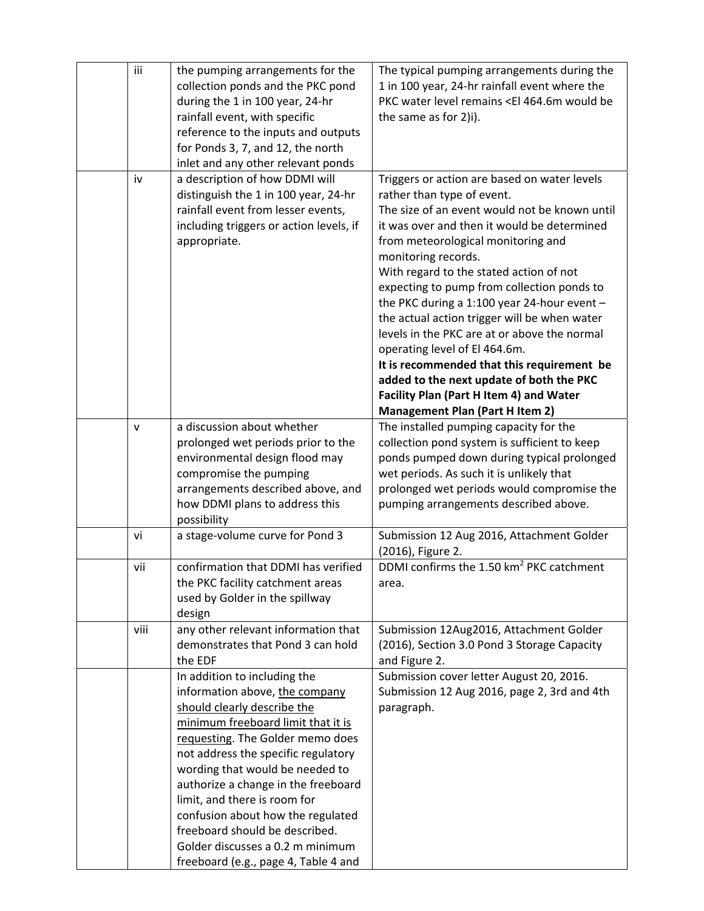| | | | |
|---|---|---|---|
| | iii | the pumping arrangements for the collection ponds and the PKC pond during the 1 in 100 year, 24-hr rainfall event, with specific reference to the inputs and outputs for Ponds 3, 7, and 12, the north inlet and any other relevant ponds | The typical pumping arrangements during the 1 in 100 year, 24-hr rainfall event where the PKC water level remains <El 464.6m would be the same as for 2)i). |
| | iv | a description of how DDMI will distinguish the 1 in 100 year, 24-hr rainfall event from lesser events, including triggers or action levels, if appropriate. | Triggers or action are based on water levels rather than type of event.<br>The size of an event would not be known until it was over and then it would be determined from meteorological monitoring and monitoring records.<br>With regard to the stated action of not expecting to pump from collection ponds to the PKC during a 1:100 year 24-hour event – the actual action trigger will be when water levels in the PKC are at or above the normal operating level of El 464.6m.<br>**It is recommended that this requirement be added to the next update of both the PKC Facility Plan (Part H Item 4) and Water Management Plan (Part H Item 2)** |
| | v | a discussion about whether prolonged wet periods prior to the environmental design flood may compromise the pumping arrangements described above, and how DDMI plans to address this possibility | The installed pumping capacity for the collection pond system is sufficient to keep ponds pumped down during typical prolonged wet periods. As such it is unlikely that prolonged wet periods would compromise the pumping arrangements described above. |
| | vi | a stage-volume curve for Pond 3 | Submission 12 Aug 2016, Attachment Golder (2016), Figure 2. |
| | vii | confirmation that DDMI has verified the PKC facility catchment areas used by Golder in the spillway design | DDMI confirms the 1.50 $km^2$ PKC catchment area. |
| | viii | any other relevant information that demonstrates that Pond 3 can hold the EDF | Submission 12Aug2016, Attachment Golder (2016), Section 3.0 Pond 3 Storage Capacity and Figure 2. |
| | | In addition to including the information above, <u>the company should clearly describe the minimum freeboard limit that it is requesting</u>. The Golder memo does not address the specific regulatory wording that would be needed to authorize a change in the freeboard limit, and there is room for confusion about how the regulated freeboard should be described. Golder discusses a 0.2 m minimum freeboard (e.g., page 4, Table 4 and | Submission cover letter August 20, 2016.<br>Submission 12 Aug 2016, page 2, 3rd and 4th paragraph. |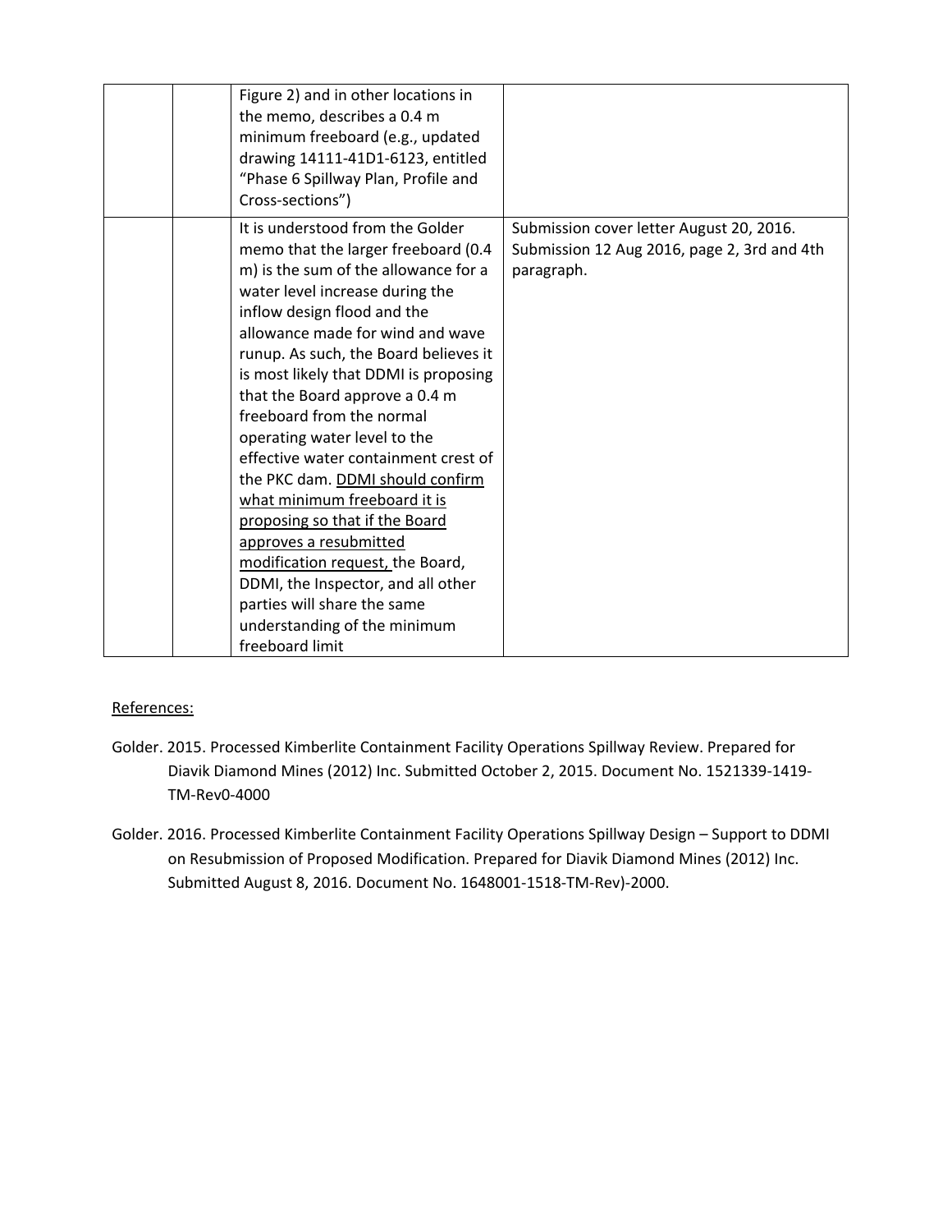| | | | |
|---|---|---|---|
| | | Figure 2) and in other locations in the memo, describes a 0.4 m minimum freeboard (e.g., updated drawing 14111-41D1-6123, entitled "Phase 6 Spillway Plan, Profile and Cross-sections") | |
| | | It is understood from the Golder memo that the larger freeboard (0.4 m) is the sum of the allowance for a water level increase during the inflow design flood and the allowance made for wind and wave runup. As such, the Board believes it is most likely that DDMI is proposing that the Board approve a 0.4 m freeboard from the normal operating water level to the effective water containment crest of the PKC dam. <u>DDMI should confirm what minimum freeboard it is proposing so that if the Board approves a resubmitted modification request,</u> the Board, DDMI, the Inspector, and all other parties will share the same understanding of the minimum freeboard limit | Submission cover letter August 20, 2016. Submission 12 Aug 2016, page 2, 3rd and 4th paragraph. |

<u>References:</u>

Golder. 2015. Processed Kimberlite Containment Facility Operations Spillway Review. Prepared for Diavik Diamond Mines (2012) Inc. Submitted October 2, 2015. Document No. 1521339-1419-TM-Rev0-4000

Golder. 2016. Processed Kimberlite Containment Facility Operations Spillway Design – Support to DDMI on Resubmission of Proposed Modification. Prepared for Diavik Diamond Mines (2012) Inc. Submitted August 8, 2016. Document No. 1648001-1518-TM-Rev)-2000.